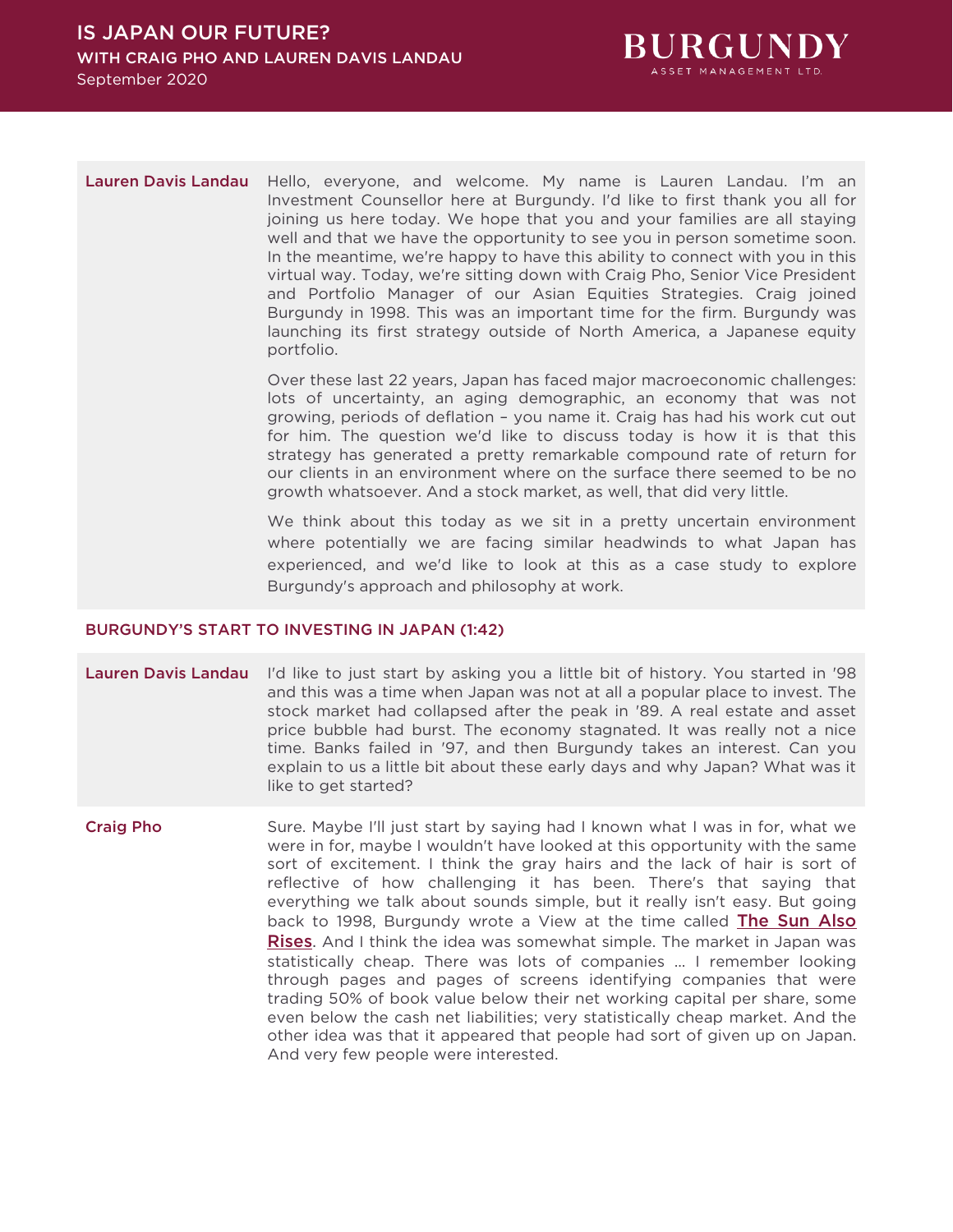# IS JAPAN OUR FUTURE?

## WITH CRAIG PHO AND LAUREN DAVIS LANDAU

September 2020

BURGUNDY ASSET MANAGEMENT LTD.

**Lauren Davis Landau** Hello, everyone, and welcome. My name is Lauren Landau. I'm an Investment Counsellor here at Burgundy. I'd like to first thank you all for joining us here today. We hope that you and your families are all staying well and that we have the opportunity to see you in person sometime soon. In the meantime, we're happy to have this ability to connect with you in this virtual way. Today, we're sitting down with Craig Pho, Senior Vice President and Portfolio Manager of our Asian Equities Strategies. Craig joined Burgundy in 1998. This was an important time for the firm. Burgundy was launching its first strategy outside of North America, a Japanese equity portfolio.

Over these last 22 years, Japan has faced major macroeconomic challenges: lots of uncertainty, an aging demographic, an economy that was not growing, periods of deflation – you name it. Craig has had his work cut out for him. The question we'd like to discuss today is how it is that this strategy has generated a pretty remarkable compound rate of return for our clients in an environment where on the surface there seemed to be no growth whatsoever. And a stock market, as well, that did very little.

We think about this today as we sit in a pretty uncertain environment where potentially we are facing similar headwinds to what Japan has experienced, and we'd like to look at this as a case study to explore Burgundy's approach and philosophy at work.

### BURGUNDY'S START TO INVESTING IN JAPAN (1:42)

**Lauren Davis Landau** I'd like to just start by asking you a little bit of history. You started in '98 and this was a time when Japan was not at all a popular place to invest. The stock market had collapsed after the peak in '89. A real estate and asset price bubble had burst. The economy stagnated. It was really not a nice time. Banks failed in '97, and then Burgundy takes an interest. Can you explain to us a little bit about these early days and why Japan? What was it like to get started?

**Craig Pho** Sure. Maybe I'll just start by saying had I known what I was in for, what we were in for, maybe I wouldn't have looked at this opportunity with the same sort of excitement. I think the gray hairs and the lack of hair is sort of reflective of how challenging it has been. There's that saying that everything we talk about sounds simple, but it really isn't easy. But going back to 1998, Burgundy wrote a View at the time called The Sun Also Rises. And I think the idea was somewhat simple. The market in Japan was statistically cheap. There was lots of companies … I remember looking through pages and pages of screens identifying companies that were trading 50% of book value below their net working capital per share, some even below the cash net liabilities; very statistically cheap market. And the other idea was that it appeared that people had sort of given up on Japan. And very few people were interested.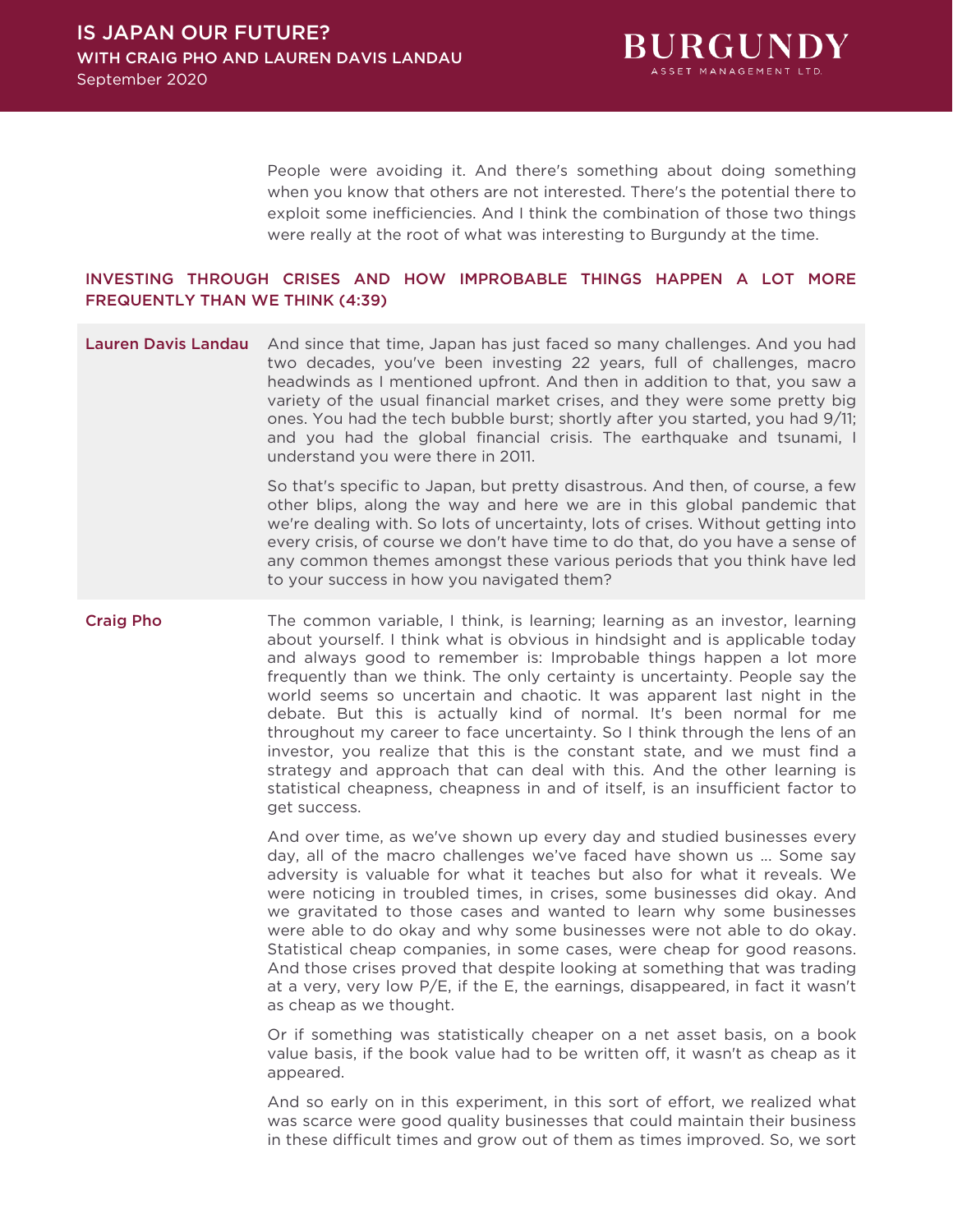People were avoiding it. And there's something about doing something when you know that others are not interested. There's the potential there to exploit some inefficiencies. And I think the combination of those two things were really at the root of what was interesting to Burgundy at the time.

## INVESTING THROUGH CRISES AND HOW IMPROBABLE THINGS HAPPEN A LOT MORE FREQUENTLY THAN WE THINK (4:39)

**Lauren Davis Landau** And since that time, Japan has just faced so many challenges. And you had two decades, you've been investing 22 years, full of challenges, macro headwinds as I mentioned upfront. And then in addition to that, you saw a variety of the usual financial market crises, and they were some pretty big ones. You had the tech bubble burst; shortly after you started, you had 9/11; and you had the global financial crisis. The earthquake and tsunami, I understand you were there in 2011.

So that's specific to Japan, but pretty disastrous. And then, of course, a few other blips, along the way and here we are in this global pandemic that we're dealing with. So lots of uncertainty, lots of crises. Without getting into every crisis, of course we don't have time to do that, do you have a sense of any common themes amongst these various periods that you think have led to your success in how you navigated them?

**Craig Pho** The common variable, I think, is learning; learning as an investor, learning about yourself. I think what is obvious in hindsight and is applicable today and always good to remember is: Improbable things happen a lot more frequently than we think. The only certainty is uncertainty. People say the world seems so uncertain and chaotic. It was apparent last night in the debate. But this is actually kind of normal. It's been normal for me throughout my career to face uncertainty. So I think through the lens of an investor, you realize that this is the constant state, and we must find a strategy and approach that can deal with this. And the other learning is statistical cheapness, cheapness in and of itself, is an insufficient factor to get success.

And over time, as we've shown up every day and studied businesses every day, all of the macro challenges we've faced have shown us ... Some say adversity is valuable for what it teaches but also for what it reveals. We were noticing in troubled times, in crises, some businesses did okay. And we gravitated to those cases and wanted to learn why some businesses were able to do okay and why some businesses were not able to do okay. Statistical cheap companies, in some cases, were cheap for good reasons. And those crises proved that despite looking at something that was trading at a very, very low P/E, if the E, the earnings, disappeared, in fact it wasn't as cheap as we thought.

Or if something was statistically cheaper on a net asset basis, on a book value basis, if the book value had to be written off, it wasn't as cheap as it appeared.

And so early on in this experiment, in this sort of effort, we realized what was scarce were good quality businesses that could maintain their business in these difficult times and grow out of them as times improved. So, we sort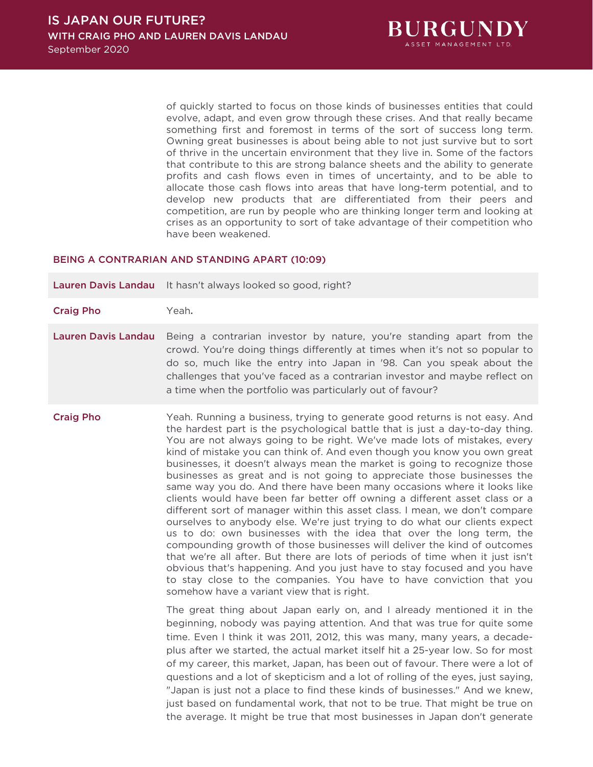of quickly started to focus on those kinds of businesses entities that could evolve, adapt, and even grow through these crises. And that really became something first and foremost in terms of the sort of success long term. Owning great businesses is about being able to not just survive but to sort of thrive in the uncertain environment that they live in. Some of the factors that contribute to this are strong balance sheets and the ability to generate profits and cash flows even in times of uncertainty, and to be able to allocate those cash flows into areas that have long-term potential, and to develop new products that are differentiated from their peers and competition, are run by people who are thinking longer term and looking at crises as an opportunity to sort of take advantage of their competition who have been weakened.

## BEING A CONTRARIAN AND STANDING APART (10:09)

**Lauren Davis Landau:** It hasn't always looked so good, right?

**Craig Pho:** Yeah.

**Lauren Davis Landau:** Being a contrarian investor by nature, you're standing apart from the crowd. You're doing things differently at times when it's not so popular to do so, much like the entry into Japan in '98. Can you speak about the challenges that you've faced as a contrarian investor and maybe reflect on a time when the portfolio was particularly out of favour?

**Craig Pho:** Yeah. Running a business, trying to generate good returns is not easy. And the hardest part is the psychological battle that is just a day-to-day thing. You are not always going to be right. We've made lots of mistakes, every kind of mistake you can think of. And even though you know you own great businesses, it doesn't always mean the market is going to recognize those businesses as great and is not going to appreciate those businesses the same way you do. And there have been many occasions where it looks like clients would have been far better off owning a different asset class or a different sort of manager within this asset class. I mean, we don't compare ourselves to anybody else. We're just trying to do what our clients expect us to do: own businesses with the idea that over the long term, the compounding growth of those businesses will deliver the kind of outcomes that we're all after. But there are lots of periods of time when it just isn't obvious that's happening. And you just have to stay focused and you have to stay close to the companies. You have to have conviction that you somehow have a variant view that is right.

The great thing about Japan early on, and I already mentioned it in the beginning, nobody was paying attention. And that was true for quite some time. Even I think it was 2011, 2012, this was many, many years, a decade-plus after we started, the actual market itself hit a 25-year low. So for most of my career, this market, Japan, has been out of favour. There were a lot of questions and a lot of skepticism and a lot of rolling of the eyes, just saying, "Japan is just not a place to find these kinds of businesses." And we knew, just based on fundamental work, that not to be true. That might be true on the average. It might be true that most businesses in Japan don't generate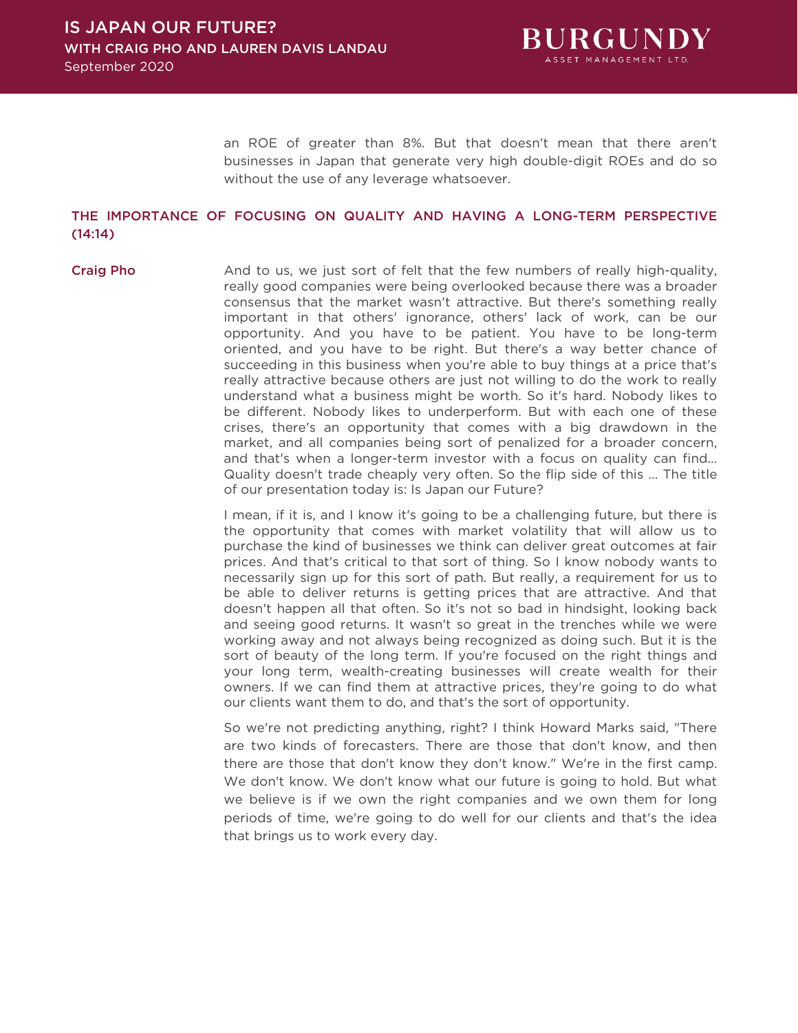an ROE of greater than 8%. But that doesn't mean that there aren't businesses in Japan that generate very high double-digit ROEs and do so without the use of any leverage whatsoever.

## THE IMPORTANCE OF FOCUSING ON QUALITY AND HAVING A LONG-TERM PERSPECTIVE (14:14)

**Craig Pho** And to us, we just sort of felt that the few numbers of really high-quality, really good companies were being overlooked because there was a broader consensus that the market wasn't attractive. But there's something really important in that others' ignorance, others' lack of work, can be our opportunity. And you have to be patient. You have to be long-term oriented, and you have to be right. But there's a way better chance of succeeding in this business when you're able to buy things at a price that's really attractive because others are just not willing to do the work to really understand what a business might be worth. So it's hard. Nobody likes to be different. Nobody likes to underperform. But with each one of these crises, there's an opportunity that comes with a big drawdown in the market, and all companies being sort of penalized for a broader concern, and that's when a longer-term investor with a focus on quality can find... Quality doesn't trade cheaply very often. So the flip side of this ... The title of our presentation today is: Is Japan our Future?

I mean, if it is, and I know it's going to be a challenging future, but there is the opportunity that comes with market volatility that will allow us to purchase the kind of businesses we think can deliver great outcomes at fair prices. And that's critical to that sort of thing. So I know nobody wants to necessarily sign up for this sort of path. But really, a requirement for us to be able to deliver returns is getting prices that are attractive. And that doesn't happen all that often. So it's not so bad in hindsight, looking back and seeing good returns. It wasn't so great in the trenches while we were working away and not always being recognized as doing such. But it is the sort of beauty of the long term. If you're focused on the right things and your long term, wealth-creating businesses will create wealth for their owners. If we can find them at attractive prices, they're going to do what our clients want them to do, and that's the sort of opportunity.

So we're not predicting anything, right? I think Howard Marks said, "There are two kinds of forecasters. There are those that don't know, and then there are those that don't know they don't know." We're in the first camp. We don't know. We don't know what our future is going to hold. But what we believe is if we own the right companies and we own them for long periods of time, we're going to do well for our clients and that's the idea that brings us to work every day.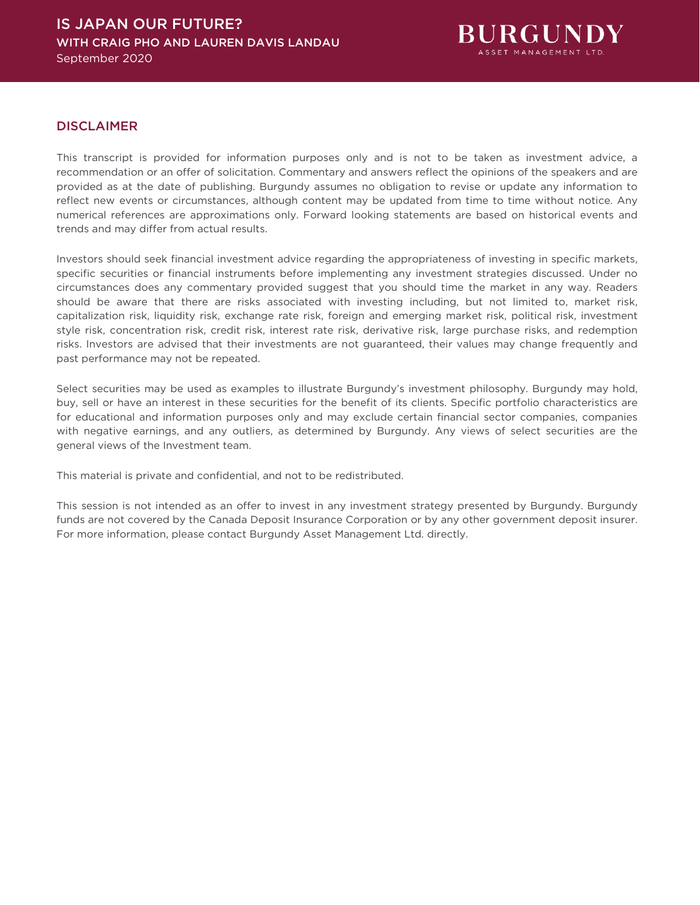## DISCLAIMER

This transcript is provided for information purposes only and is not to be taken as investment advice, a recommendation or an offer of solicitation. Commentary and answers reflect the opinions of the speakers and are provided as at the date of publishing. Burgundy assumes no obligation to revise or update any information to reflect new events or circumstances, although content may be updated from time to time without notice. Any numerical references are approximations only. Forward looking statements are based on historical events and trends and may differ from actual results.

Investors should seek financial investment advice regarding the appropriateness of investing in specific markets, specific securities or financial instruments before implementing any investment strategies discussed. Under no circumstances does any commentary provided suggest that you should time the market in any way. Readers should be aware that there are risks associated with investing including, but not limited to, market risk, capitalization risk, liquidity risk, exchange rate risk, foreign and emerging market risk, political risk, investment style risk, concentration risk, credit risk, interest rate risk, derivative risk, large purchase risks, and redemption risks. Investors are advised that their investments are not guaranteed, their values may change frequently and past performance may not be repeated.

Select securities may be used as examples to illustrate Burgundy's investment philosophy. Burgundy may hold, buy, sell or have an interest in these securities for the benefit of its clients. Specific portfolio characteristics are for educational and information purposes only and may exclude certain financial sector companies, companies with negative earnings, and any outliers, as determined by Burgundy. Any views of select securities are the general views of the Investment team.

This material is private and confidential, and not to be redistributed.

This session is not intended as an offer to invest in any investment strategy presented by Burgundy. Burgundy funds are not covered by the Canada Deposit Insurance Corporation or by any other government deposit insurer. For more information, please contact Burgundy Asset Management Ltd. directly.